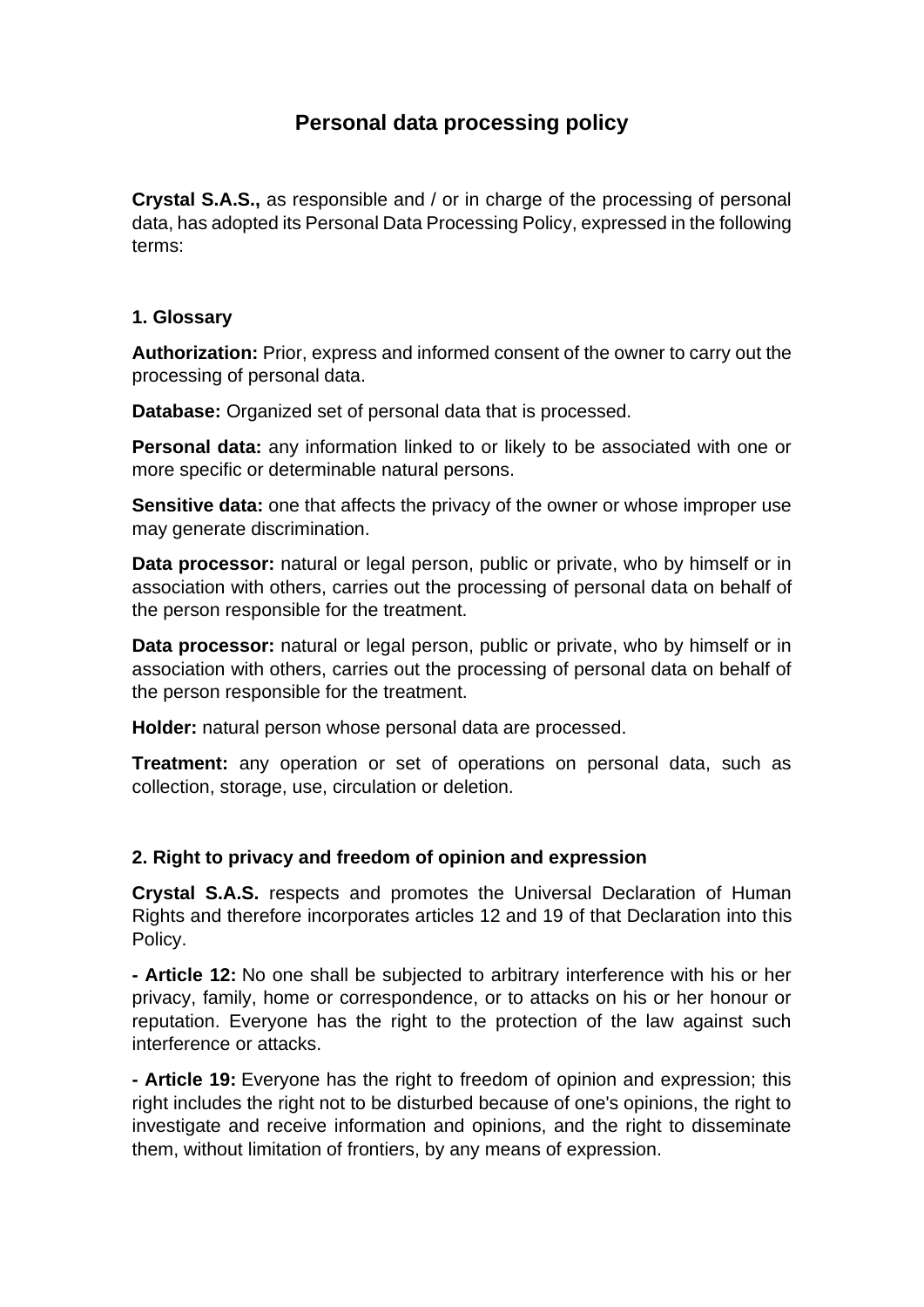# Personal data processing policy

**Crystal S.A.S.,** as responsible and / or in charge of the processing of personal data, has adopted its Personal Data Processing Policy, expressed in the following terms:

## 1. Glossary

**Authorization:** Prior, express and informed consent of the owner to carry out the processing of personal data.

**Database:** Organized set of personal data that is processed.

**Personal data:** any information linked to or likely to be associated with one or more specific or determinable natural persons.

**Sensitive data:** one that affects the privacy of the owner or whose improper use may generate discrimination.

**Data processor:** natural or legal person, public or private, who by himself or in association with others, carries out the processing of personal data on behalf of the person responsible for the treatment.

**Data processor:** natural or legal person, public or private, who by himself or in association with others, carries out the processing of personal data on behalf of the person responsible for the treatment.

**Holder:** natural person whose personal data are processed.

**Treatment:** any operation or set of operations on personal data, such as collection, storage, use, circulation or deletion.

## 2. Right to privacy and freedom of opinion and expression

**Crystal S.A.S.** respects and promotes the Universal Declaration of Human Rights and therefore incorporates articles 12 and 19 of that Declaration into this Policy.

**- Article 12:** No one shall be subjected to arbitrary interference with his or her privacy, family, home or correspondence, or to attacks on his or her honour or reputation. Everyone has the right to the protection of the law against such interference or attacks.

**- Article 19:** Everyone has the right to freedom of opinion and expression; this right includes the right not to be disturbed because of one's opinions, the right to investigate and receive information and opinions, and the right to disseminate them, without limitation of frontiers, by any means of expression.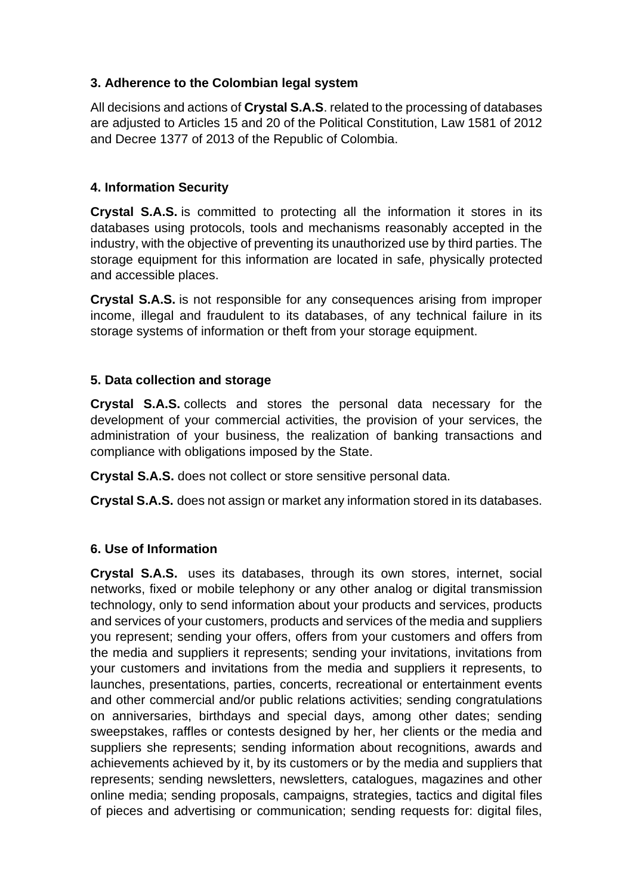### 3. Adherence to the Colombian legal system

All decisions and actions of **Crystal S.A.S**. related to the processing of databases are adjusted to Articles 15 and 20 of the Political Constitution, Law 1581 of 2012 and Decree 1377 of 2013 of the Republic of Colombia.

### 4. Information Security

**Crystal S.A.S.** is committed to protecting all the information it stores in its databases using protocols, tools and mechanisms reasonably accepted in the industry, with the objective of preventing its unauthorized use by third parties. The storage equipment for this information are located in safe, physically protected and accessible places.

**Crystal S.A.S.** is not responsible for any consequences arising from improper income, illegal and fraudulent to its databases, of any technical failure in its storage systems of information or theft from your storage equipment.

### 5. Data collection and storage

**Crystal S.A.S.** collects and stores the personal data necessary for the development of your commercial activities, the provision of your services, the administration of your business, the realization of banking transactions and compliance with obligations imposed by the State.

**Crystal S.A.S.** does not collect or store sensitive personal data.

**Crystal S.A.S.** does not assign or market any information stored in its databases.

### 6. Use of Information

**Crystal S.A.S.** uses its databases, through its own stores, internet, social networks, fixed or mobile telephony or any other analog or digital transmission technology, only to send information about your products and services, products and services of your customers, products and services of the media and suppliers you represent; sending your offers, offers from your customers and offers from the media and suppliers it represents; sending your invitations, invitations from your customers and invitations from the media and suppliers it represents, to launches, presentations, parties, concerts, recreational or entertainment events and other commercial and/or public relations activities; sending congratulations on anniversaries, birthdays and special days, among other dates; sending sweepstakes, raffles or contests designed by her, her clients or the media and suppliers she represents; sending information about recognitions, awards and achievements achieved by it, by its customers or by the media and suppliers that represents; sending newsletters, newsletters, catalogues, magazines and other online media; sending proposals, campaigns, strategies, tactics and digital files of pieces and advertising or communication; sending requests for: digital files,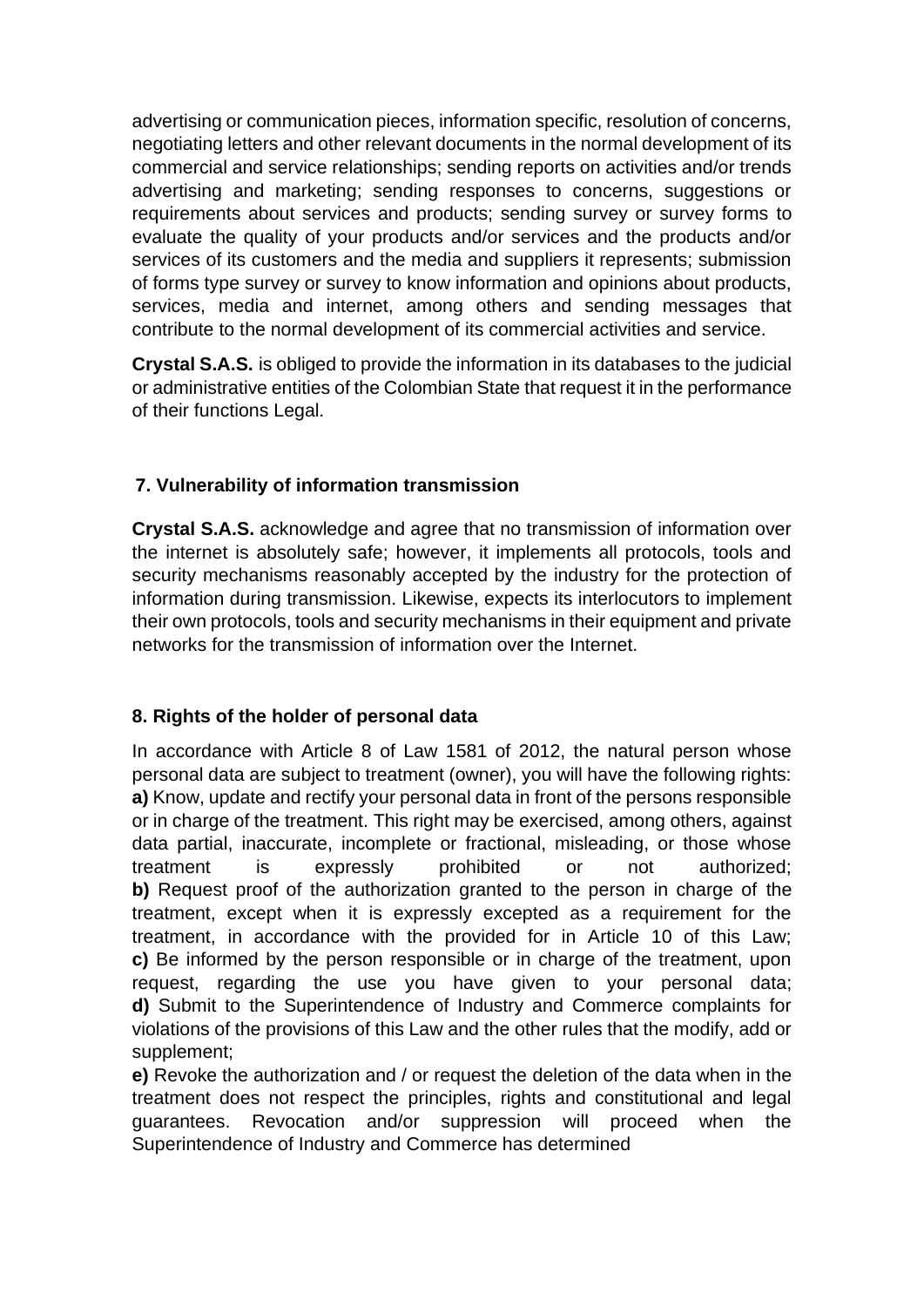advertising or communication pieces, information specific, resolution of concerns, negotiating letters and other relevant documents in the normal development of its commercial and service relationships; sending reports on activities and/or trends advertising and marketing; sending responses to concerns, suggestions or requirements about services and products; sending survey or survey forms to evaluate the quality of your products and/or services and the products and/or services of its customers and the media and suppliers it represents; submission of forms type survey or survey to know information and opinions about products, services, media and internet, among others and sending messages that contribute to the normal development of its commercial activities and service.

**Crystal S.A.S.** is obliged to provide the information in its databases to the judicial or administrative entities of the Colombian State that request it in the performance of their functions Legal.

### 7. Vulnerability of information transmission

**Crystal S.A.S.** acknowledge and agree that no transmission of information over the internet is absolutely safe; however, it implements all protocols, tools and security mechanisms reasonably accepted by the industry for the protection of information during transmission. Likewise, expects its interlocutors to implement their own protocols, tools and security mechanisms in their equipment and private networks for the transmission of information over the Internet.

### 8. Rights of the holder of personal data

In accordance with Article 8 of Law 1581 of 2012, the natural person whose personal data are subject to treatment (owner), you will have the following rights:

**a)** Know, update and rectify your personal data in front of the persons responsible or in charge of the treatment. This right may be exercised, among others, against data partial, inaccurate, incomplete or fractional, misleading, or those whose treatment is expressly prohibited or not authorized;

**b)** Request proof of the authorization granted to the person in charge of the treatment, except when it is expressly excepted as a requirement for the treatment, in accordance with the provided for in Article 10 of this Law;

**c)** Be informed by the person responsible or in charge of the treatment, upon request, regarding the use you have given to your personal data;

**d)** Submit to the Superintendence of Industry and Commerce complaints for violations of the provisions of this Law and the other rules that the modify, add or supplement;

**e)** Revoke the authorization and / or request the deletion of the data when in the treatment does not respect the principles, rights and constitutional and legal guarantees. Revocation and/or suppression will proceed when the Superintendence of Industry and Commerce has determined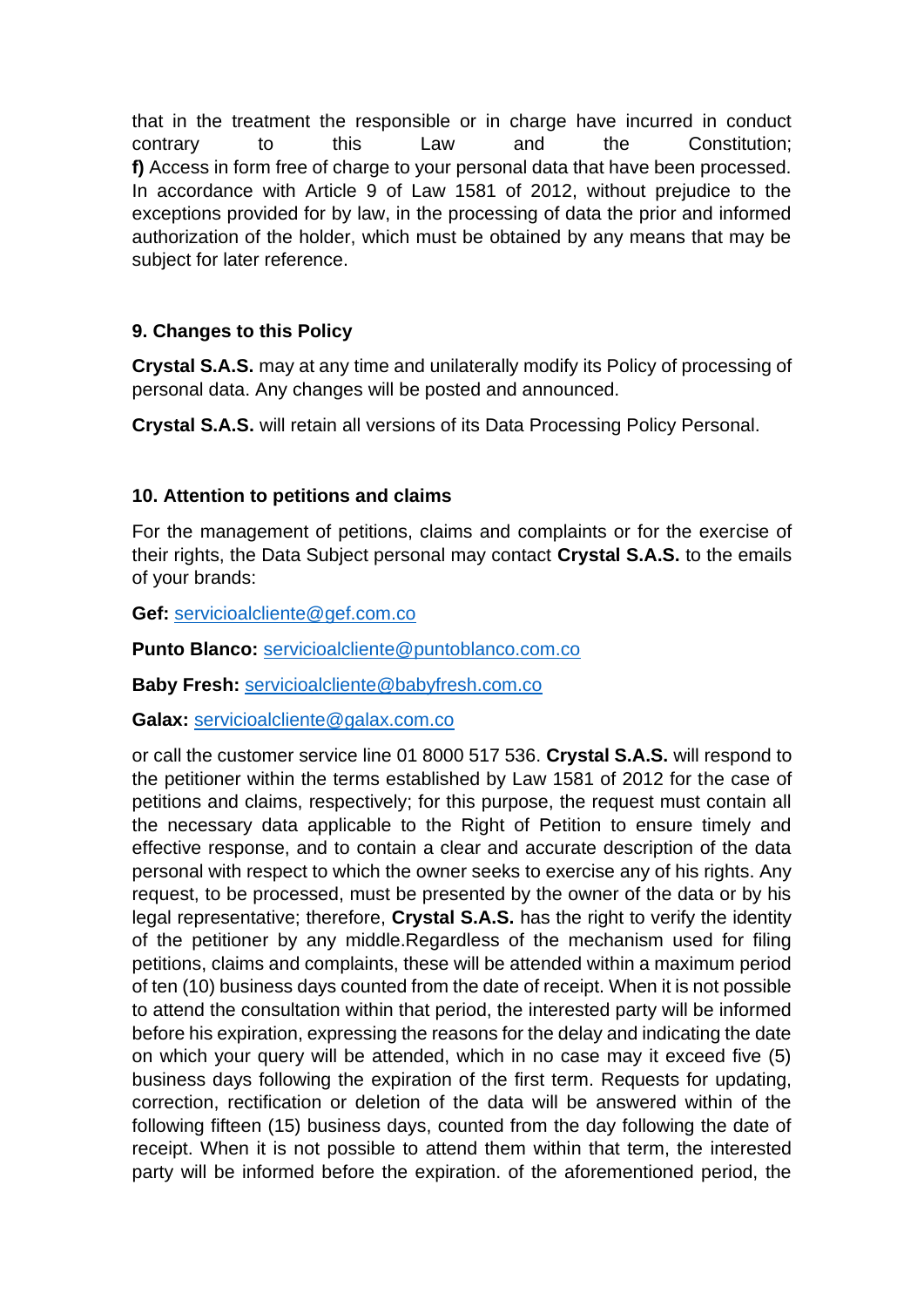that in the treatment the responsible or in charge have incurred in conduct contrary to this Law and the Constitution;
**f)** Access in form free of charge to your personal data that have been processed. In accordance with Article 9 of Law 1581 of 2012, without prejudice to the exceptions provided for by law, in the processing of data the prior and informed authorization of the holder, which must be obtained by any means that may be subject for later reference.

### 9. Changes to this Policy

**Crystal S.A.S.** may at any time and unilaterally modify its Policy of processing of personal data. Any changes will be posted and announced.

**Crystal S.A.S.** will retain all versions of its Data Processing Policy Personal.

### 10. Attention to petitions and claims

For the management of petitions, claims and complaints or for the exercise of their rights, the Data Subject personal may contact **Crystal S.A.S.** to the emails of your brands:

**Gef:** servicioalcliente@gef.com.co

**Punto Blanco:** servicioalcliente@puntoblanco.com.co

**Baby Fresh:** servicioalcliente@babyfresh.com.co

**Galax:** servicioalcliente@galax.com.co

or call the customer service line 01 8000 517 536. **Crystal S.A.S.** will respond to the petitioner within the terms established by Law 1581 of 2012 for the case of petitions and claims, respectively; for this purpose, the request must contain all the necessary data applicable to the Right of Petition to ensure timely and effective response, and to contain a clear and accurate description of the data personal with respect to which the owner seeks to exercise any of his rights. Any request, to be processed, must be presented by the owner of the data or by his legal representative; therefore, **Crystal S.A.S.** has the right to verify the identity of the petitioner by any middle.Regardless of the mechanism used for filing petitions, claims and complaints, these will be attended within a maximum period of ten (10) business days counted from the date of receipt. When it is not possible to attend the consultation within that period, the interested party will be informed before his expiration, expressing the reasons for the delay and indicating the date on which your query will be attended, which in no case may it exceed five (5) business days following the expiration of the first term. Requests for updating, correction, rectification or deletion of the data will be answered within of the following fifteen (15) business days, counted from the day following the date of receipt. When it is not possible to attend them within that term, the interested party will be informed before the expiration. of the aforementioned period, the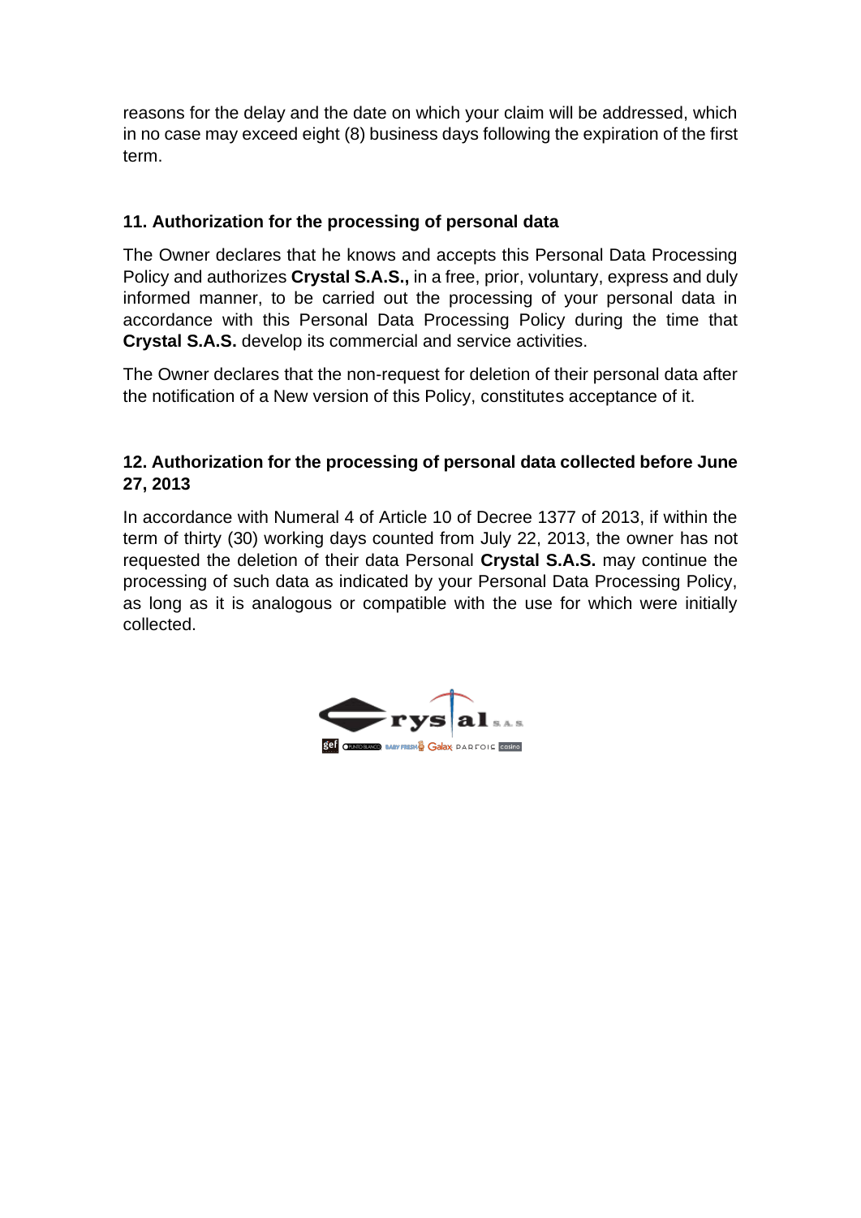reasons for the delay and the date on which your claim will be addressed, which in no case may exceed eight (8) business days following the expiration of the first term.

### 11. Authorization for the processing of personal data

The Owner declares that he knows and accepts this Personal Data Processing Policy and authorizes **Crystal S.A.S.,** in a free, prior, voluntary, express and duly informed manner, to be carried out the processing of your personal data in accordance with this Personal Data Processing Policy during the time that **Crystal S.A.S.** develop its commercial and service activities.

The Owner declares that the non-request for deletion of their personal data after the notification of a New version of this Policy, constitutes acceptance of it.

### 12. Authorization for the processing of personal data collected before June 27, 2013

In accordance with Numeral 4 of Article 10 of Decree 1377 of 2013, if within the term of thirty (30) working days counted from July 22, 2013, the owner has not requested the deletion of their data Personal **Crystal S.A.S.** may continue the processing of such data as indicated by your Personal Data Processing Policy, as long as it is analogous or compatible with the use for which were initially collected.